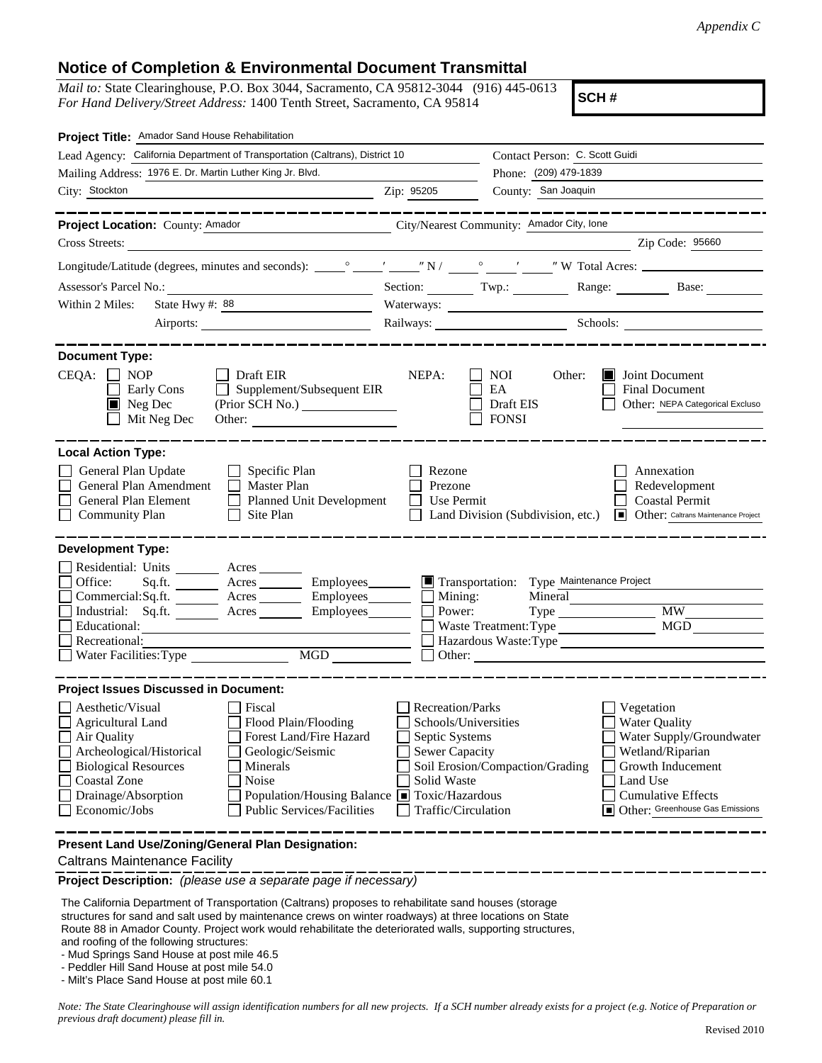*Appendix C*

## Notice of Completion & Environmental Document Transmittal

*Mail to:* State Clearinghouse, P.O. Box 3044, Sacramento, CA 95812-3044 (916) 445-0613
*For Hand Delivery/Street Address:* 1400 Tenth Street, Sacramento, CA 95814

**SCH #**

**Project Title:** Amador Sand House Rehabilitation

Lead Agency: California Department of Transportation (Caltrans), District 10
Contact Person: C. Scott Guidi

Mailing Address: 1976 E. Dr. Martin Luther King Jr. Blvd.
Phone: (209) 479-1839

City: Stockton Zip: 95205 County: San Joaquin

---

**Project Location:** County: Amador City/Nearest Community: Amador City, Ione

Cross Streets: Zip Code: 95660

Longitude/Latitude (degrees, minutes and seconds): ___° ___′ ___″ N / ___° ___′ ___″ W Total Acres: ___

Assessor's Parcel No.: ___ Section: ___ Twp.: ___ Range: ___ Base: ___

Within 2 Miles: State Hwy #: 88 Waterways: ___

Airports: ___ Railways: ___ Schools: ___

---

**Document Type:**

CEQA:
- ☐ NOP
- ☐ Early Cons
- ■ Neg Dec
- ☐ Mit Neg Dec
- ☐ Draft EIR
- ☐ Supplement/Subsequent EIR (Prior SCH No.) ___
- Other: ___

NEPA:
- ☐ NOI
- ☐ EA
- ☐ Draft EIS
- ☐ FONSI

Other:
- ■ Joint Document
- ☐ Final Document
- ☐ Other: NEPA Categorical Excluso

---

**Local Action Type:**

- ☐ General Plan Update
- ☐ General Plan Amendment
- ☐ General Plan Element
- ☐ Community Plan
- ☐ Specific Plan
- ☐ Master Plan
- ☐ Planned Unit Development
- ☐ Site Plan
- ☐ Rezone
- ☐ Prezone
- ☐ Use Permit
- ☐ Land Division (Subdivision, etc.)
- ☐ Annexation
- ☐ Redevelopment
- ☐ Coastal Permit
- ■ Other: Caltrans Maintenance Project

---

**Development Type:**

- ☐ Residential: Units ___ Acres ___
- ☐ Office: Sq.ft. ___ Acres ___ Employees ___
- ☐ Commercial: Sq.ft. ___ Acres ___ Employees ___
- ☐ Industrial: Sq.ft. ___ Acres ___ Employees ___
- ☐ Educational: ___
- ☐ Recreational: ___
- ☐ Water Facilities: Type ___ MGD ___
- ■ Transportation: Type Maintenance Project
- ☐ Mining: Mineral ___
- ☐ Power: Type ___ MW ___
- ☐ Waste Treatment: Type ___ MGD ___
- ☐ Hazardous Waste: Type ___
- ☐ Other: ___

---

**Project Issues Discussed in Document:**

- ☐ Aesthetic/Visual
- ☐ Agricultural Land
- ☐ Air Quality
- ☐ Archeological/Historical
- ☐ Biological Resources
- ☐ Coastal Zone
- ☐ Drainage/Absorption
- ☐ Economic/Jobs
- ☐ Fiscal
- ☐ Flood Plain/Flooding
- ☐ Forest Land/Fire Hazard
- ☐ Geologic/Seismic
- ☐ Minerals
- ☐ Noise
- ☐ Population/Housing Balance
- ☐ Public Services/Facilities
- ☐ Recreation/Parks
- ☐ Schools/Universities
- ☐ Septic Systems
- ☐ Sewer Capacity
- ☐ Soil Erosion/Compaction/Grading
- ☐ Solid Waste
- ■ Toxic/Hazardous
- ☐ Traffic/Circulation
- ☐ Vegetation
- ☐ Water Quality
- ☐ Water Supply/Groundwater
- ☐ Wetland/Riparian
- ☐ Growth Inducement
- ☐ Land Use
- ☐ Cumulative Effects
- ■ Other: Greenhouse Gas Emissions

---

**Present Land Use/Zoning/General Plan Designation:**

Caltrans Maintenance Facility

**Project Description:** *(please use a separate page if necessary)*

The California Department of Transportation (Caltrans) proposes to rehabilitate sand houses (storage structures for sand and salt used by maintenance crews on winter roadways) at three locations on State Route 88 in Amador County. Project work would rehabilitate the deteriorated walls, supporting structures, and roofing of the following structures:

- Mud Springs Sand House at post mile 46.5
- Peddler Hill Sand House at post mile 54.0
- Milt's Place Sand House at post mile 60.1

*Note: The State Clearinghouse will assign identification numbers for all new projects. If a SCH number already exists for a project (e.g. Notice of Preparation or previous draft document) please fill in.*

Revised 2010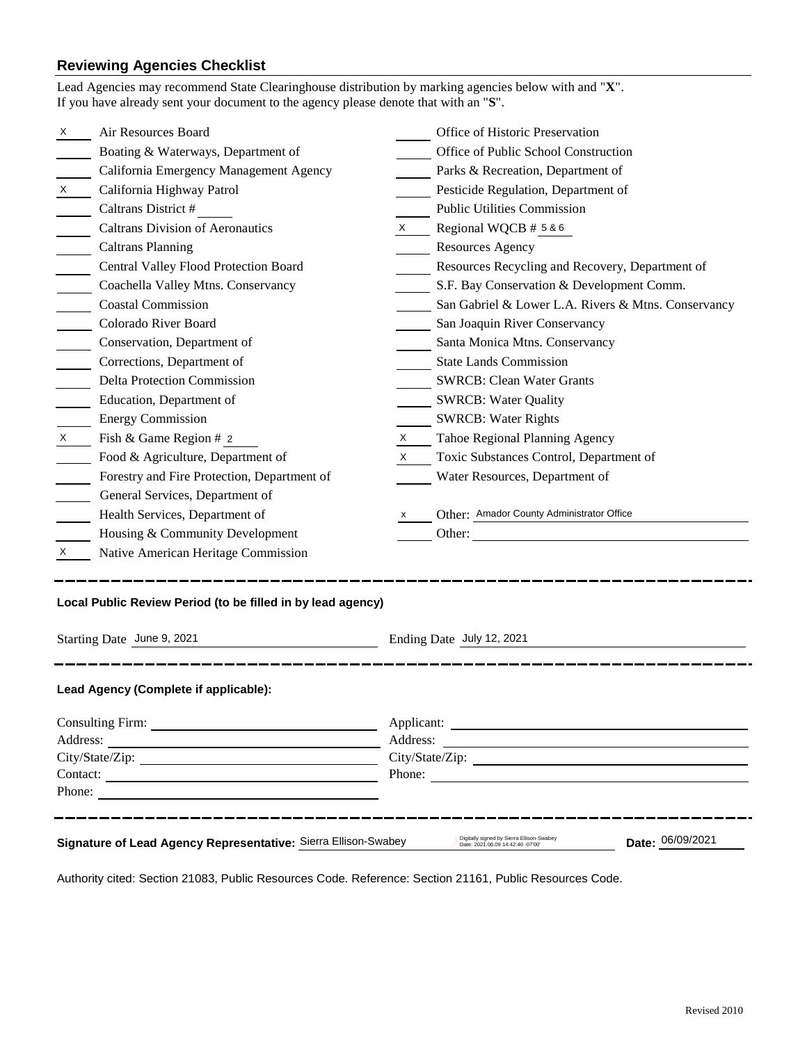## Reviewing Agencies Checklist

Lead Agencies may recommend State Clearinghouse distribution by marking agencies below with and "**X**".
If you have already sent your document to the agency please denote that with an "**S**".

| | | | |
|---|---|---|---|
| X | Air Resources Board | | Office of Historic Preservation |
| | Boating & Waterways, Department of | | Office of Public School Construction |
| | California Emergency Management Agency | | Parks & Recreation, Department of |
| X | California Highway Patrol | | Pesticide Regulation, Department of |
| | Caltrans District # | | Public Utilities Commission |
| | Caltrans Division of Aeronautics | X | Regional WQCB # 5 & 6 |
| | Caltrans Planning | | Resources Agency |
| | Central Valley Flood Protection Board | | Resources Recycling and Recovery, Department of |
| | Coachella Valley Mtns. Conservancy | | S.F. Bay Conservation & Development Comm. |
| | Coastal Commission | | San Gabriel & Lower L.A. Rivers & Mtns. Conservancy |
| | Colorado River Board | | San Joaquin River Conservancy |
| | Conservation, Department of | | Santa Monica Mtns. Conservancy |
| | Corrections, Department of | | State Lands Commission |
| | Delta Protection Commission | | SWRCB: Clean Water Grants |
| | Education, Department of | | SWRCB: Water Quality |
| | Energy Commission | | SWRCB: Water Rights |
| X | Fish & Game Region # 2 | X | Tahoe Regional Planning Agency |
| | Food & Agriculture, Department of | X | Toxic Substances Control, Department of |
| | Forestry and Fire Protection, Department of | | Water Resources, Department of |
| | General Services, Department of | | |
| | Health Services, Department of | x | Other: Amador County Administrator Office |
| | Housing & Community Development | | Other: |
| X | Native American Heritage Commission | | |

---

**Local Public Review Period (to be filled in by lead agency)**

Starting Date June 9, 2021 Ending Date July 12, 2021

---

**Lead Agency (Complete if applicable):**

Consulting Firm:
Address:
City/State/Zip:
Contact:
Phone:

Applicant:
Address:
City/State/Zip:
Phone:

---

**Signature of Lead Agency Representative:** Sierra Ellison-Swabey Digitally signed by Sierra Ellison-Swabey Date: 2021.06.09 14:42:40 -07'00' **Date:** 06/09/2021

Authority cited: Section 21083, Public Resources Code. Reference: Section 21161, Public Resources Code.

Revised 2010